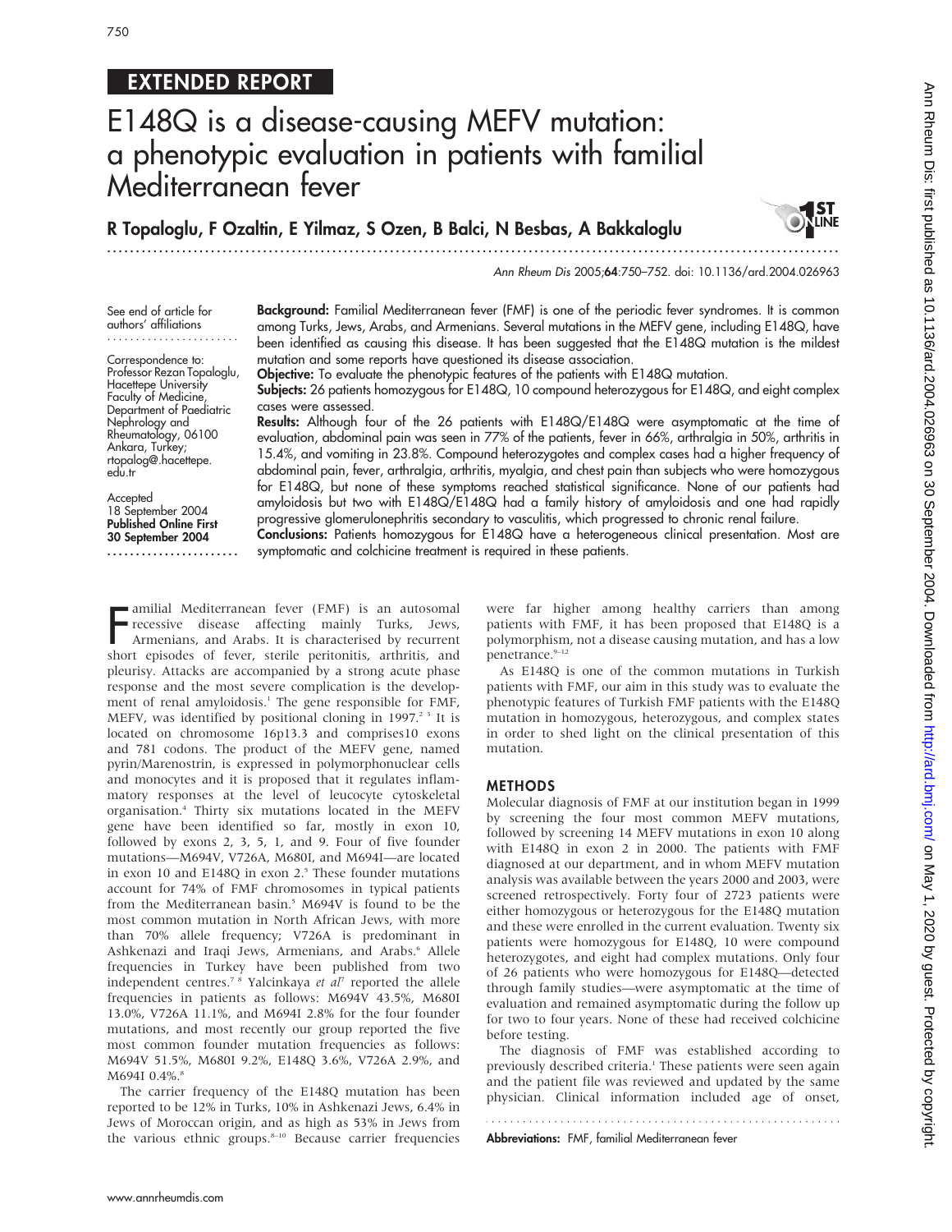EXTENDED REPORT

# E148Q is a disease-causing MEFV mutation: a phenotypic evaluation in patients with familial Mediterranean fever

**R Topaloglu, F Ozaltin, E Yilmaz, S Ozen, B Balci, N Besbas, A Bakkaloglu**

See end of article for authors' affiliations

Correspondence to: Professor Rezan Topaloglu, Hacettepe University Faculty of Medicine, Department of Paediatric Nephrology and Rheumatology, 06100 Ankara, Turkey; rtopalog@hacettepe.edu.tr

Accepted 18 September 2004
**Published Online First 30 September 2004**

**Background:** Familial Mediterranean fever (FMF) is one of the periodic fever syndromes. It is common among Turks, Jews, Arabs, and Armenians. Several mutations in the MEFV gene, including E148Q, have been identified as causing this disease. It has been suggested that the E148Q mutation is the mildest mutation and some reports have questioned its disease association.

**Objective:** To evaluate the phenotypic features of the patients with E148Q mutation.

**Subjects:** 26 patients homozygous for E148Q, 10 compound heterozygous for E148Q, and eight complex cases were assessed.

**Results:** Although four of the 26 patients with E148Q/E148Q were asymptomatic at the time of evaluation, abdominal pain was seen in 77% of the patients, fever in 66%, arthralgia in 50%, arthritis in 15.4%, and vomiting in 23.8%. Compound heterozygotes and complex cases had a higher frequency of abdominal pain, fever, arthralgia, arthritis, myalgia, and chest pain than subjects who were homozygous for E148Q, but none of these symptoms reached statistical significance. None of our patients had amyloidosis but two with E148Q/E148Q had a family history of amyloidosis and one had rapidly progressive glomerulonephritis secondary to vasculitis, which progressed to chronic renal failure.

**Conclusions:** Patients homozygous for E148Q have a heterogeneous clinical presentation. Most are symptomatic and colchicine treatment is required in these patients.

Familial Mediterranean fever (FMF) is an autosomal recessive disease affecting mainly Turks, Jews, Armenians, and Arabs. It is characterised by recurrent short episodes of fever, sterile peritonitis, arthritis, and pleurisy. Attacks are accompanied by a strong acute phase response and the most severe complication is the development of renal amyloidosis.[1] The gene responsible for FMF, MEFV, was identified by positional cloning in 1997.[2 3] It is located on chromosome 16p13.3 and comprises10 exons and 781 codons. The product of the MEFV gene, named pyrin/Marenostrin, is expressed in polymorphonuclear cells and monocytes and it is proposed that it regulates inflammatory responses at the level of leucocyte cytoskeletal organisation.[4] Thirty six mutations located in the MEFV gene have been identified so far, mostly in exon 10, followed by exons 2, 3, 5, 1, and 9. Four of five founder mutations—M694V, V726A, M680I, and M694I—are located in exon 10 and E148Q in exon 2.[5] These founder mutations account for 74% of FMF chromosomes in typical patients from the Mediterranean basin.[5] M694V is found to be the most common mutation in North African Jews, with more than 70% allele frequency; V726A is predominant in Ashkenazi and Iraqi Jews, Armenians, and Arabs.[6] Allele frequencies in Turkey have been published from two independent centres.[7 8] Yalcinkaya *et al*[7] reported the allele frequencies in patients as follows: M694V 43.5%, M680I 13.0%, V726A 11.1%, and M694I 2.8% for the four founder mutations, and most recently our group reported the five most common founder mutation frequencies as follows: M694V 51.5%, M680I 9.2%, E148Q 3.6%, V726A 2.9%, and M694I 0.4%.[8]

The carrier frequency of the E148Q mutation has been reported to be 12% in Turks, 10% in Ashkenazi Jews, 6.4% in Jews of Moroccan origin, and as high as 53% in Jews from the various ethnic groups.[8–10] Because carrier frequencies were far higher among healthy carriers than among patients with FMF, it has been proposed that E148Q is a polymorphism, not a disease causing mutation, and has a low penetrance.[9–12]

As E148Q is one of the common mutations in Turkish patients with FMF, our aim in this study was to evaluate the phenotypic features of Turkish FMF patients with the E148Q mutation in homozygous, heterozygous, and complex states in order to shed light on the clinical presentation of this mutation.

## METHODS

Molecular diagnosis of FMF at our institution began in 1999 by screening the four most common MEFV mutations, followed by screening 14 MEFV mutations in exon 10 along with E148Q in exon 2 in 2000. The patients with FMF diagnosed at our department, and in whom MEFV mutation analysis was available between the years 2000 and 2003, were screened retrospectively. Forty four of 2723 patients were either homozygous or heterozygous for the E148Q mutation and these were enrolled in the current evaluation. Twenty six patients were homozygous for E148Q, 10 were compound heterozygotes, and eight had complex mutations. Only four of 26 patients who were homozygous for E148Q—detected through family studies—were asymptomatic at the time of evaluation and remained asymptomatic during the follow up for two to four years. None of these had received colchicine before testing.

The diagnosis of FMF was established according to previously described criteria.[1] These patients were seen again and the patient file was reviewed and updated by the same physician. Clinical information included age of onset,

**Abbreviations:** FMF, familial Mediterranean fever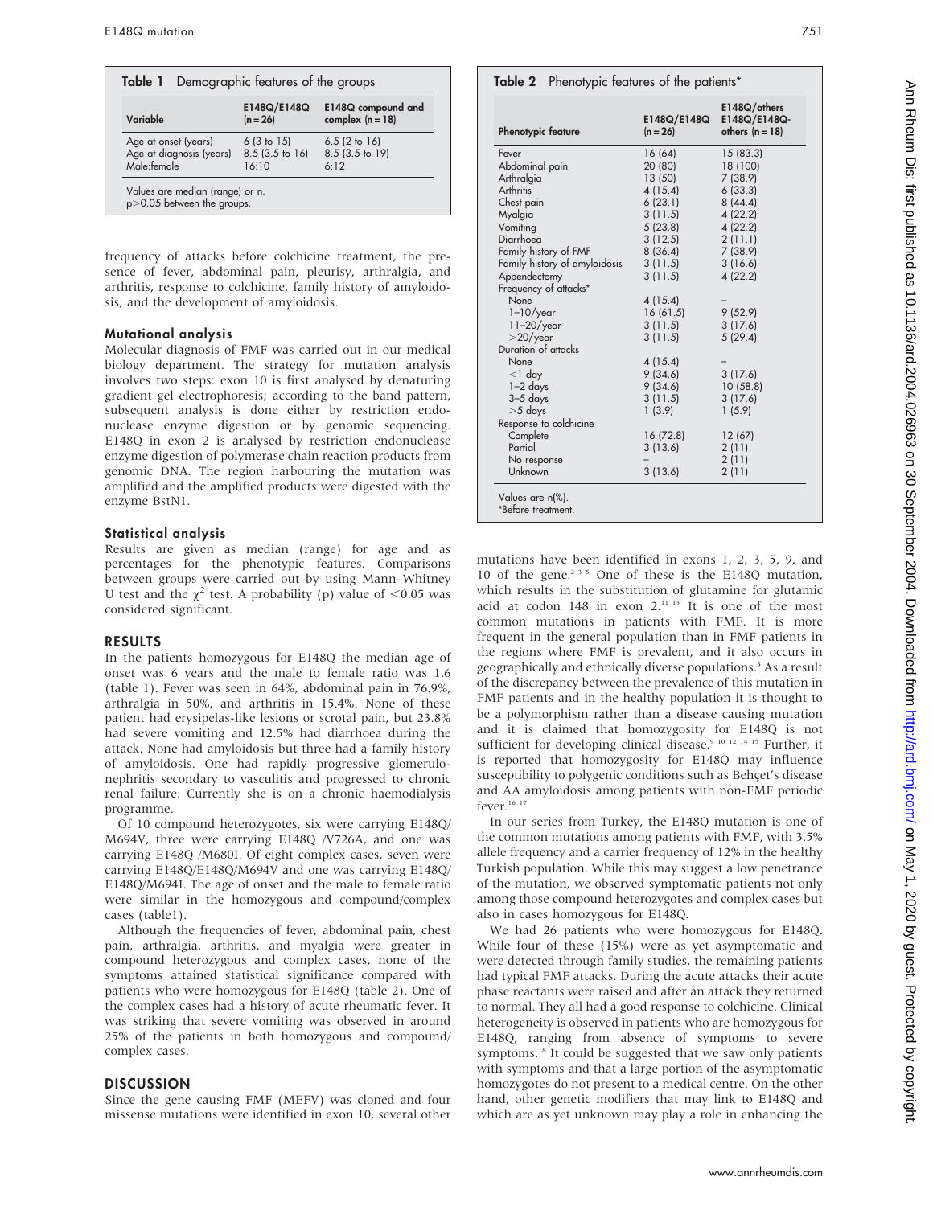**Table 1** Demographic features of the groups

| Variable | E148Q/E148Q (n = 26) | E148Q compound and complex (n = 18) |
|---|---|---|
| Age at onset (years) | 6 (3 to 15) | 6.5 (2 to 16) |
| Age at diagnosis (years) | 8.5 (3.5 to 16) | 8.5 (3.5 to 19) |
| Male:female | 16:10 | 6:12 |

Values are median (range) or n.
$p>0.05$ between the groups.

frequency of attacks before colchicine treatment, the presence of fever, abdominal pain, pleurisy, arthralgia, and arthritis, response to colchicine, family history of amyloidosis, and the development of amyloidosis.

### Mutational analysis

Molecular diagnosis of FMF was carried out in our medical biology department. The strategy for mutation analysis involves two steps: exon 10 is first analysed by denaturing gradient gel electrophoresis; according to the band pattern, subsequent analysis is done either by restriction endonuclease enzyme digestion or by genomic sequencing. E148Q in exon 2 is analysed by restriction endonuclease enzyme digestion of polymerase chain reaction products from genomic DNA. The region harbouring the mutation was amplified and the amplified products were digested with the enzyme BstN1.

### Statistical analysis

Results are given as median (range) for age and as percentages for the phenotypic features. Comparisons between groups were carried out by using Mann–Whitney U test and the $\chi^2$ test. A probability (p) value of $<0.05$ was considered significant.

## RESULTS

In the patients homozygous for E148Q the median age of onset was 6 years and the male to female ratio was 1.6 (table 1). Fever was seen in 64%, abdominal pain in 76.9%, arthralgia in 50%, and arthritis in 15.4%. None of these patient had erysipelas-like lesions or scrotal pain, but 23.8% had severe vomiting and 12.5% had diarrhoea during the attack. None had amyloidosis but three had a family history of amyloidosis. One had rapidly progressive glomerulonephritis secondary to vasculitis and progressed to chronic renal failure. Currently she is on a chronic haemodialysis programme.

Of 10 compound heterozygotes, six were carrying E148Q/M694V, three were carrying E148Q /V726A, and one was carrying E148Q /M680I. Of eight complex cases, seven were carrying E148Q/E148Q/M694V and one was carrying E148Q/E148Q/M694I. The age of onset and the male to female ratio were similar in the homozygous and compound/complex cases (table1).

Although the frequencies of fever, abdominal pain, chest pain, arthralgia, arthritis, and myalgia were greater in compound heterozygous and complex cases, none of the symptoms attained statistical significance compared with patients who were homozygous for E148Q (table 2). One of the complex cases had a history of acute rheumatic fever. It was striking that severe vomiting was observed in around 25% of the patients in both homozygous and compound/complex cases.

## DISCUSSION

Since the gene causing FMF (MEFV) was cloned and four missense mutations were identified in exon 10, several other mutations have been identified in exons 1, 2, 3, 5, 9, and 10 of the gene.[2 3 5] One of these is the E148Q mutation, which results in the substitution of glutamine for glutamic acid at codon 148 in exon 2.[11 13] It is one of the most common mutations in patients with FMF. It is more frequent in the general population than in FMF patients in the regions where FMF is prevalent, and it also occurs in geographically and ethnically diverse populations.[5] As a result of the discrepancy between the prevalence of this mutation in FMF patients and in the healthy population it is thought to be a polymorphism rather than a disease causing mutation and it is claimed that homozygosity for E148Q is not sufficient for developing clinical disease.[9 10 12 14 15] Further, it is reported that homozygosity for E148Q may influence susceptibility to polygenic conditions such as Behçet's disease and AA amyloidosis among patients with non-FMF periodic fever.[16 17]

In our series from Turkey, the E148Q mutation is one of the common mutations among patients with FMF, with 3.5% allele frequency and a carrier frequency of 12% in the healthy Turkish population. While this may suggest a low penetrance of the mutation, we observed symptomatic patients not only among those compound heterozygotes and complex cases but also in cases homozygous for E148Q.

We had 26 patients who were homozygous for E148Q. While four of these (15%) were as yet asymptomatic and were detected through family studies, the remaining patients had typical FMF attacks. During the acute attacks their acute phase reactants were raised and after an attack they returned to normal. They all had a good response to colchicine. Clinical heterogeneity is observed in patients who are homozygous for E148Q, ranging from absence of symptoms to severe symptoms.[18] It could be suggested that we saw only patients with symptoms and that a large portion of the asymptomatic homozygotes do not present to a medical centre. On the other hand, other genetic modifiers that may link to E148Q and which are as yet unknown may play a role in enhancing the

**Table 2** Phenotypic features of the patients*

| Phenotypic feature | E148Q/E148Q (n = 26) | E148Q/others E148Q/E148Q-others (n = 18) |
|---|---|---|
| Fever | 16 (64) | 15 (83.3) |
| Abdominal pain | 20 (80) | 18 (100) |
| Arthralgia | 13 (50) | 7 (38.9) |
| Arthritis | 4 (15.4) | 6 (33.3) |
| Chest pain | 6 (23.1) | 8 (44.4) |
| Myalgia | 3 (11.5) | 4 (22.2) |
| Vomiting | 5 (23.8) | 4 (22.2) |
| Diarrhoea | 3 (12.5) | 2 (11.1) |
| Family history of FMF | 8 (36.4) | 7 (38.9) |
| Family history of amyloidosis | 3 (11.5) | 3 (16.6) |
| Appendectomy | 3 (11.5) | 4 (22.2) |
| Frequency of attacks* | | |
| None | 4 (15.4) | – |
| 1–10/year | 16 (61.5) | 9 (52.9) |
| 11–20/year | 3 (11.5) | 3 (17.6) |
| >20/year | 3 (11.5) | 5 (29.4) |
| Duration of attacks | | |
| None | 4 (15.4) | – |
| <1 day | 9 (34.6) | 3 (17.6) |
| 1–2 days | 9 (34.6) | 10 (58.8) |
| 3–5 days | 3 (11.5) | 3 (17.6) |
| >5 days | 1 (3.9) | 1 (5.9) |
| Response to colchicine | | |
| Complete | 16 (72.8) | 12 (67) |
| Partial | 3 (13.6) | 2 (11) |
| No response | – | 2 (11) |
| Unknown | 3 (13.6) | 2 (11) |

Values are n(%).
*Before treatment.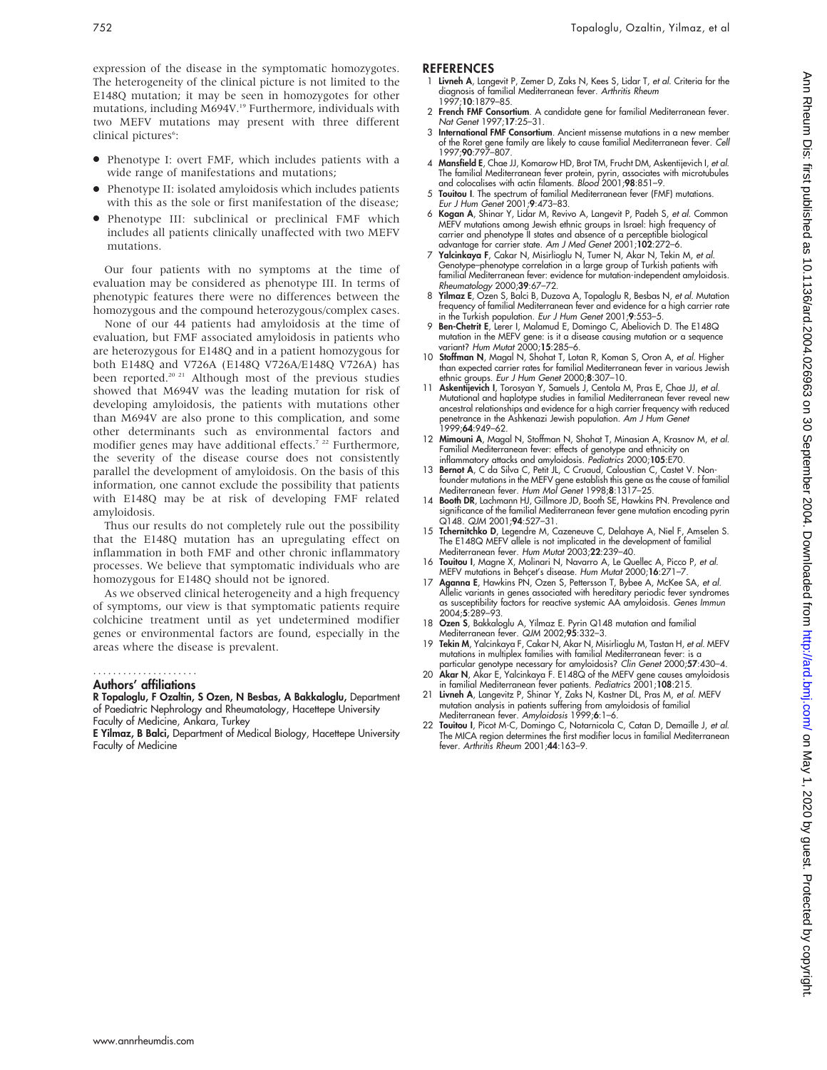expression of the disease in the symptomatic homozygotes. The heterogeneity of the clinical picture is not limited to the E148Q mutation; it may be seen in homozygotes for other mutations, including M694V.[19] Furthermore, individuals with two MEFV mutations may present with three different clinical pictures[6]:

- Phenotype I: overt FMF, which includes patients with a wide range of manifestations and mutations;
- Phenotype II: isolated amyloidosis which includes patients with this as the sole or first manifestation of the disease;
- Phenotype III: subclinical or preclinical FMF which includes all patients clinically unaffected with two MEFV mutations.

Our four patients with no symptoms at the time of evaluation may be considered as phenotype III. In terms of phenotypic features there were no differences between the homozygous and the compound heterozygous/complex cases.

None of our 44 patients had amyloidosis at the time of evaluation, but FMF associated amyloidosis in patients who are heterozygous for E148Q and in a patient homozygous for both E148Q and V726A (E148Q V726A/E148Q V726A) has been reported.[20 21] Although most of the previous studies showed that M694V was the leading mutation for risk of developing amyloidosis, the patients with mutations other than M694V are also prone to this complication, and some other determinants such as environmental factors and modifier genes may have additional effects.[7 22] Furthermore, the severity of the disease course does not consistently parallel the development of amyloidosis. On the basis of this information, one cannot exclude the possibility that patients with E148Q may be at risk of developing FMF related amyloidosis.

Thus our results do not completely rule out the possibility that the E148Q mutation has an upregulating effect on inflammation in both FMF and other chronic inflammatory processes. We believe that symptomatic individuals who are homozygous for E148Q should not be ignored.

As we observed clinical heterogeneity and a high frequency of symptoms, our view is that symptomatic patients require colchicine treatment until as yet undetermined modifier genes or environmental factors are found, especially in the areas where the disease is prevalent.

### Authors' affiliations

**R Topaloglu, F Ozaltin, S Ozen, N Besbas, A Bakkaloglu,** Department of Paediatric Nephrology and Rheumatology, Hacettepe University Faculty of Medicine, Ankara, Turkey
**E Yilmaz, B Balci,** Department of Medical Biology, Hacettepe University Faculty of Medicine

## REFERENCES

1. **Livneh A**, Langevit P, Zemer D, Zaks N, Kees S, Lidar T, *et al.* Criteria for the diagnosis of familial Mediterranean fever. *Arthritis Rheum* 1997;**10**:1879–85.
2. **French FMF Consortium**. A candidate gene for familial Mediterranean fever. *Nat Genet* 1997;**17**:25–31.
3. **International FMF Consortium**. Ancient missense mutations in a new member of the Roret gene family are likely to cause familial Mediterranean fever. *Cell* 1997;**90**:797–807.
4. **Mansfield E**, Chae JJ, Komarow HD, Brot TM, Frucht DM, Askentijevich I, *et al.* The familial Mediterranean fever protein, pyrin, associates with microtubules and colocalises with actin filaments. *Blood* 2001;**98**:851–9.
5. **Touitou I**. The spectrum of familial Mediterranean fever (FMF) mutations. *Eur J Hum Genet* 2001;**9**:473–83.
6. **Kogan A**, Shinar Y, Lidar M, Revivo A, Langevit P, Padeh S, *et al.* Common MEFV mutations among Jewish ethnic groups in Israel: high frequency of carrier and phenotype II states and absence of a perceptible biological advantage for carrier state. *Am J Med Genet* 2001;**102**:272–6.
7. **Yalcinkaya F**, Cakar N, Misirlioglu N, Tumer N, Akar N, Tekin M, *et al.* Genotype–phenotype correlation in a large group of Turkish patients with familial Mediterranean fever: evidence for mutation-independent amyloidosis. *Rheumatology* 2000;**39**:67–72.
8. **Yilmaz E**, Ozen S, Balci B, Duzova A, Topaloglu R, Besbas N, *et al.* Mutation frequency of familial Mediterranean fever and evidence for a high carrier rate in the Turkish population. *Eur J Hum Genet* 2001;**9**:553–5.
9. **Ben-Chetrit E**, Lerer I, Malamud E, Domingo C, Abeliovich D. The E148Q mutation in the MEFV gene: is it a disease causing mutation or a sequence variant? *Hum Mutat* 2000;**15**:285–6.
10. **Stoffman N**, Magal N, Shohat T, Lotan R, Koman S, Oron A, *et al.* Higher than expected carrier rates for familial Mediterranean fever in various Jewish ethnic groups. *Eur J Hum Genet* 2000;**8**:307–10.
11. **Askentijevich I**, Torosyan Y, Samuels J, Centola M, Pras E, Chae JJ, *et al.* Mutational and haplotype studies in familial Mediterranean fever reveal new ancestral relationships and evidence for a high carrier frequency with reduced penetrance in the Ashkenazi Jewish population. *Am J Hum Genet* 1999;**64**:949–62.
12. **Mimouni A**, Magal N, Stoffman N, Shohat T, Minasian A, Krasnov M, *et al.* Familial Mediterranean fever: effects of genotype and ethnicity on inflammatory attacks and amyloidosis. *Pediatrics* 2000;**105**:E70.
13. **Bernot A**, C da Silva C, Petit JL, C Cruaud, Caloustian C, Castet V. Non-founder mutations in the MEFV gene establish this gene as the cause of familial Mediterranean fever. *Hum Mol Genet* 1998;**8**:1317–25.
14. **Booth DR**, Lachmann HJ, Gillmore JD, Booth SE, Hawkins PN. Prevalence and significance of the familial Mediterranean fever gene mutation encoding pyrin Q148. *QJM* 2001;**94**:527–31.
15. **Tchernitchko D**, Legendre M, Cazeneuve C, Delahaye A, Niel F, Amselen S. The E148Q MEFV allele is not implicated in the development of familial Mediterranean fever. *Hum Mutat* 2003;**22**:239–40.
16. **Touitou I**, Magne X, Molinari N, Navarro A, Le Quellec A, Picco P, *et al.* MEFV mutations in Behçet's disease. *Hum Mutat* 2000;**16**:271–7.
17. **Aganna E**, Hawkins PN, Ozen S, Pettersson T, Bybee A, McKee SA, *et al.* Allelic variants in genes associated with hereditary periodic fever syndromes as susceptibility factors for reactive systemic AA amyloidosis. *Genes Immun* 2004;**5**:289–93.
18. **Ozen S**, Bakkaloglu A, Yilmaz E. Pyrin Q148 mutation and familial Mediterranean fever. *QJM* 2002;**95**:332–3.
19. **Tekin M**, Yalcinkaya F, Cakar N, Akar N, Misirlioglu M, Tastan H, *et al.* MEFV mutations in multiplex families with familial Mediterranean fever: is a particular genotype necessary for amyloidosis? *Clin Genet* 2000;**57**:430–4.
20. **Akar N**, Akar E, Yalcinkaya F. E148Q of the MEFV gene causes amyloidosis in familial Mediterranean fever patients. *Pediatrics* 2001;**108**:215.
21. **Livneh A**, Langevitz P, Shinar Y, Zaks N, Kastner DL, Pras M, *et al.* MEFV mutation analysis in patients suffering from amyloidosis of familial Mediterranean fever. *Amyloidosis* 1999;**6**:1–6.
22. **Touitou I**, Picot M-C, Domingo C, Notarnicola C, Catan D, Demaille J, *et al.* The MICA region determines the first modifier locus in familial Mediterranean fever. *Arthritis Rheum* 2001;**44**:163–9.